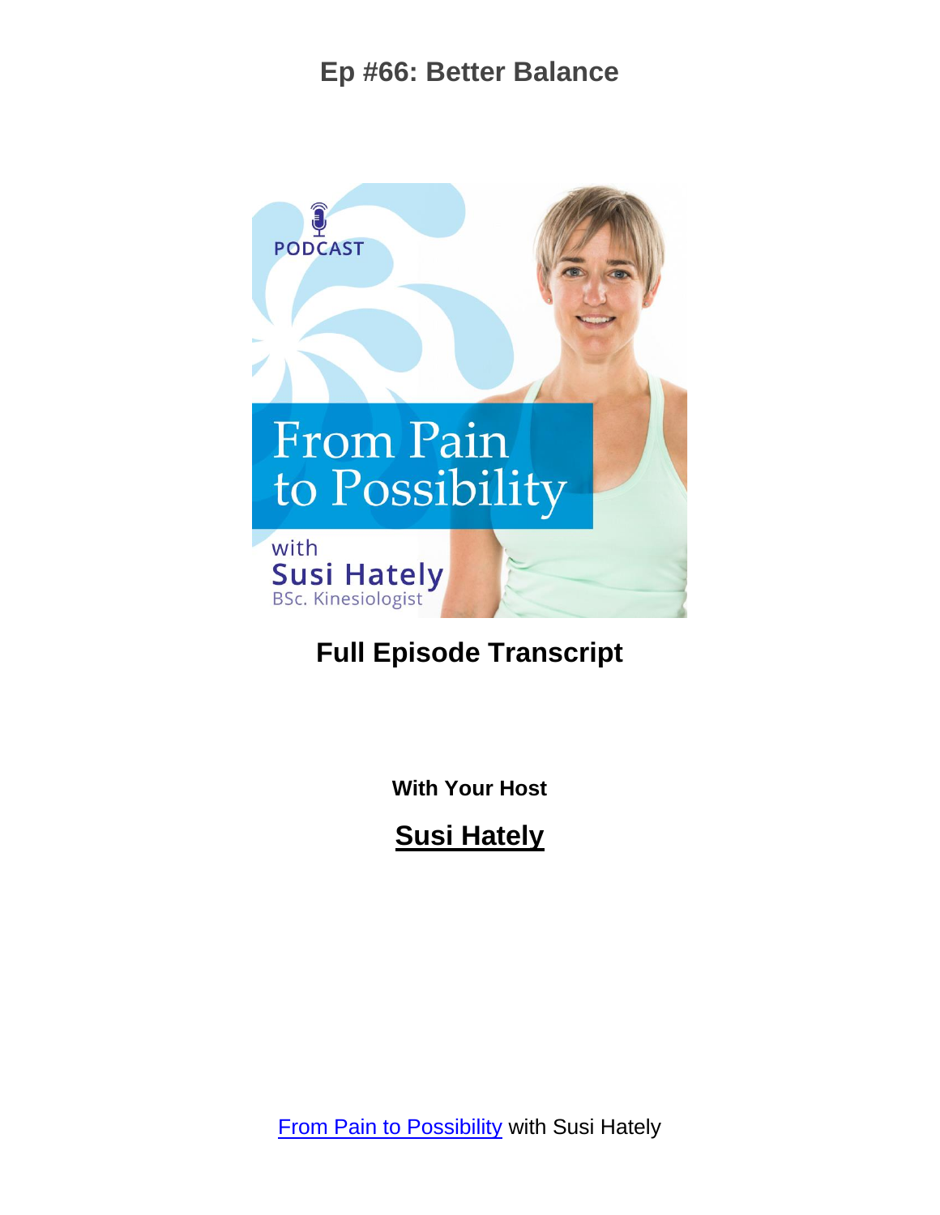# Ep #66: Better Balance

## Full Episode Transcript

**With Your Host**

**Susi Hately**

From Pain to Possibility with Susi Hately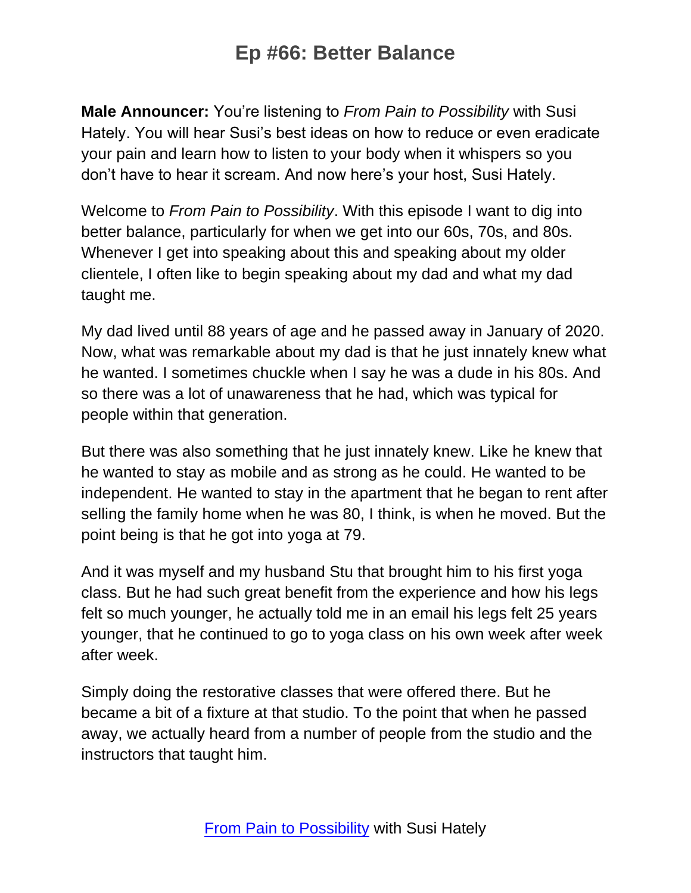**Male Announcer:** You're listening to *From Pain to Possibility* with Susi Hately. You will hear Susi's best ideas on how to reduce or even eradicate your pain and learn how to listen to your body when it whispers so you don't have to hear it scream. And now here's your host, Susi Hately.

Welcome to *From Pain to Possibility*. With this episode I want to dig into better balance, particularly for when we get into our 60s, 70s, and 80s. Whenever I get into speaking about this and speaking about my older clientele, I often like to begin speaking about my dad and what my dad taught me.

My dad lived until 88 years of age and he passed away in January of 2020. Now, what was remarkable about my dad is that he just innately knew what he wanted. I sometimes chuckle when I say he was a dude in his 80s. And so there was a lot of unawareness that he had, which was typical for people within that generation.

But there was also something that he just innately knew. Like he knew that he wanted to stay as mobile and as strong as he could. He wanted to be independent. He wanted to stay in the apartment that he began to rent after selling the family home when he was 80, I think, is when he moved. But the point being is that he got into yoga at 79.

And it was myself and my husband Stu that brought him to his first yoga class. But he had such great benefit from the experience and how his legs felt so much younger, he actually told me in an email his legs felt 25 years younger, that he continued to go to yoga class on his own week after week after week.

Simply doing the restorative classes that were offered there. But he became a bit of a fixture at that studio. To the point that when he passed away, we actually heard from a number of people from the studio and the instructors that taught him.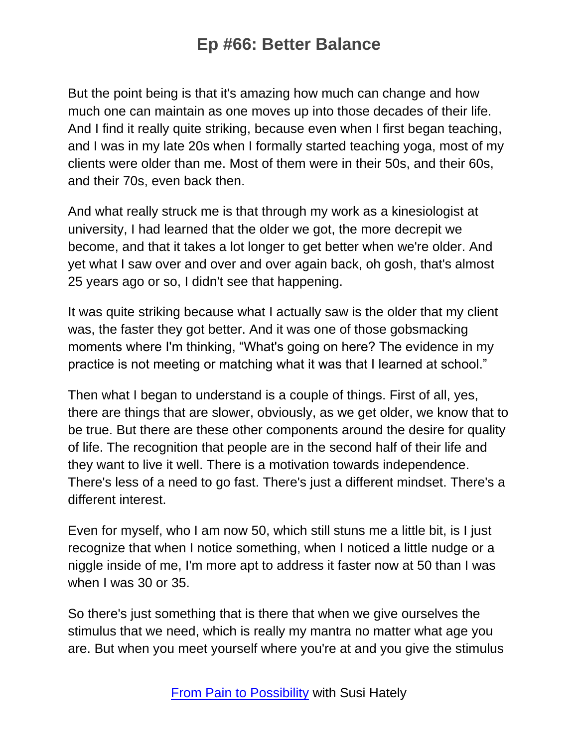But the point being is that it's amazing how much can change and how much one can maintain as one moves up into those decades of their life. And I find it really quite striking, because even when I first began teaching, and I was in my late 20s when I formally started teaching yoga, most of my clients were older than me. Most of them were in their 50s, and their 60s, and their 70s, even back then.

And what really struck me is that through my work as a kinesiologist at university, I had learned that the older we got, the more decrepit we become, and that it takes a lot longer to get better when we're older. And yet what I saw over and over and over again back, oh gosh, that's almost 25 years ago or so, I didn't see that happening.

It was quite striking because what I actually saw is the older that my client was, the faster they got better. And it was one of those gobsmacking moments where I'm thinking, "What's going on here? The evidence in my practice is not meeting or matching what it was that I learned at school."

Then what I began to understand is a couple of things. First of all, yes, there are things that are slower, obviously, as we get older, we know that to be true. But there are these other components around the desire for quality of life. The recognition that people are in the second half of their life and they want to live it well. There is a motivation towards independence. There's less of a need to go fast. There's just a different mindset. There's a different interest.

Even for myself, who I am now 50, which still stuns me a little bit, is I just recognize that when I notice something, when I noticed a little nudge or a niggle inside of me, I'm more apt to address it faster now at 50 than I was when I was 30 or 35.

So there's just something that is there that when we give ourselves the stimulus that we need, which is really my mantra no matter what age you are. But when you meet yourself where you're at and you give the stimulus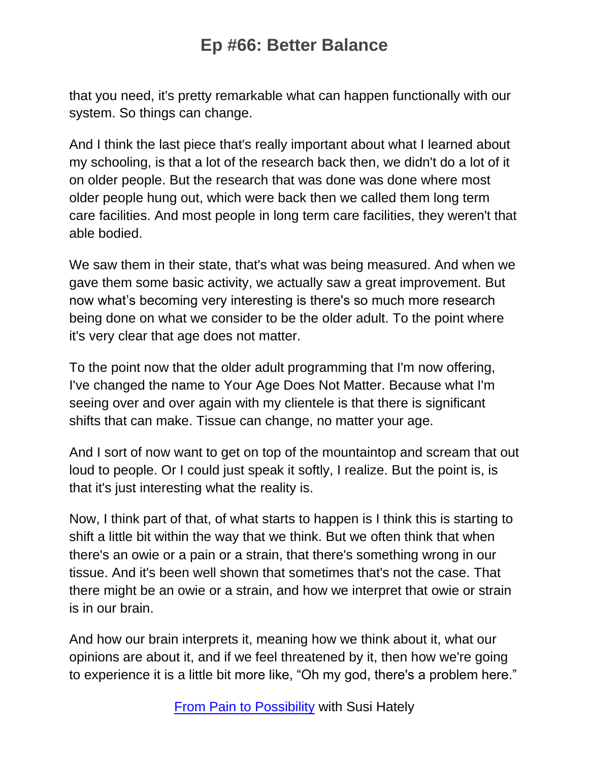that you need, it's pretty remarkable what can happen functionally with our system. So things can change.

And I think the last piece that's really important about what I learned about my schooling, is that a lot of the research back then, we didn't do a lot of it on older people. But the research that was done was done where most older people hung out, which were back then we called them long term care facilities. And most people in long term care facilities, they weren't that able bodied.

We saw them in their state, that's what was being measured. And when we gave them some basic activity, we actually saw a great improvement. But now what's becoming very interesting is there's so much more research being done on what we consider to be the older adult. To the point where it's very clear that age does not matter.

To the point now that the older adult programming that I'm now offering, I've changed the name to Your Age Does Not Matter. Because what I'm seeing over and over again with my clientele is that there is significant shifts that can make. Tissue can change, no matter your age.

And I sort of now want to get on top of the mountaintop and scream that out loud to people. Or I could just speak it softly, I realize. But the point is, is that it's just interesting what the reality is.

Now, I think part of that, of what starts to happen is I think this is starting to shift a little bit within the way that we think. But we often think that when there's an owie or a pain or a strain, that there's something wrong in our tissue. And it's been well shown that sometimes that's not the case. That there might be an owie or a strain, and how we interpret that owie or strain is in our brain.

And how our brain interprets it, meaning how we think about it, what our opinions are about it, and if we feel threatened by it, then how we're going to experience it is a little bit more like, "Oh my god, there's a problem here."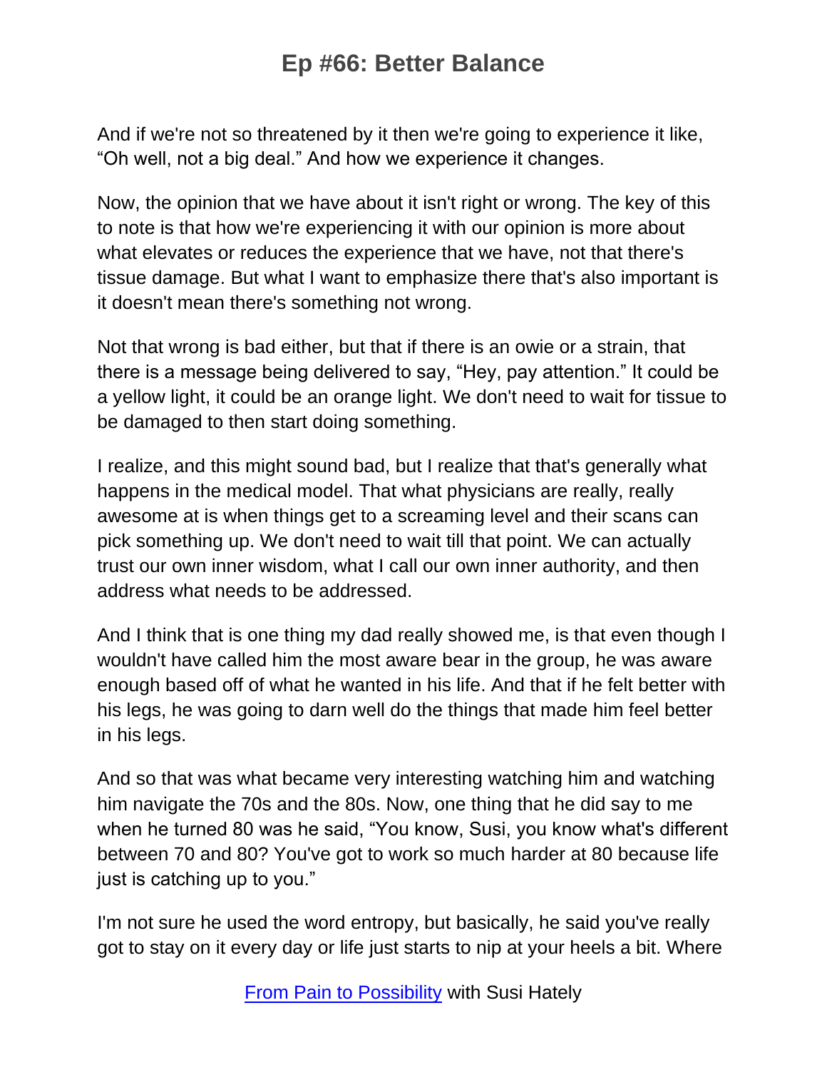And if we're not so threatened by it then we're going to experience it like, “Oh well, not a big deal.” And how we experience it changes.

Now, the opinion that we have about it isn't right or wrong. The key of this to note is that how we're experiencing it with our opinion is more about what elevates or reduces the experience that we have, not that there's tissue damage. But what I want to emphasize there that's also important is it doesn't mean there's something not wrong.

Not that wrong is bad either, but that if there is an owie or a strain, that there is a message being delivered to say, “Hey, pay attention.” It could be a yellow light, it could be an orange light. We don't need to wait for tissue to be damaged to then start doing something.

I realize, and this might sound bad, but I realize that that's generally what happens in the medical model. That what physicians are really, really awesome at is when things get to a screaming level and their scans can pick something up. We don't need to wait till that point. We can actually trust our own inner wisdom, what I call our own inner authority, and then address what needs to be addressed.

And I think that is one thing my dad really showed me, is that even though I wouldn't have called him the most aware bear in the group, he was aware enough based off of what he wanted in his life. And that if he felt better with his legs, he was going to darn well do the things that made him feel better in his legs.

And so that was what became very interesting watching him and watching him navigate the 70s and the 80s. Now, one thing that he did say to me when he turned 80 was he said, “You know, Susi, you know what's different between 70 and 80? You've got to work so much harder at 80 because life just is catching up to you.”

I'm not sure he used the word entropy, but basically, he said you've really got to stay on it every day or life just starts to nip at your heels a bit. Where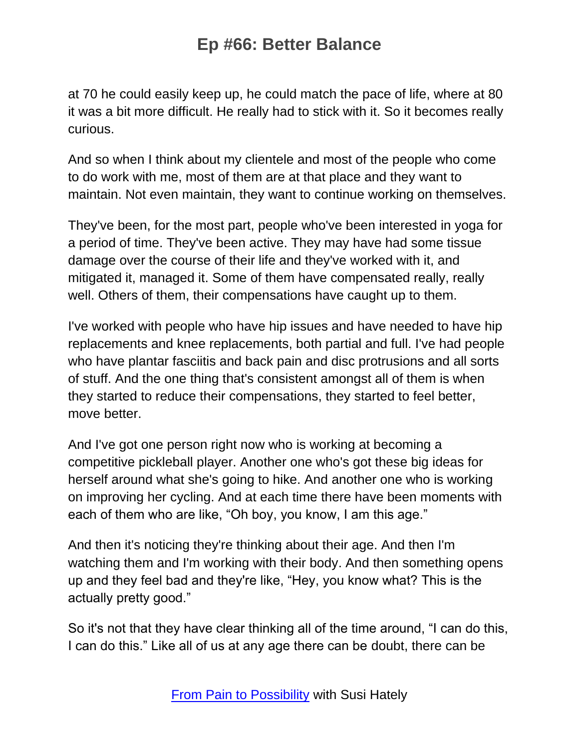at 70 he could easily keep up, he could match the pace of life, where at 80 it was a bit more difficult. He really had to stick with it. So it becomes really curious.

And so when I think about my clientele and most of the people who come to do work with me, most of them are at that place and they want to maintain. Not even maintain, they want to continue working on themselves.

They've been, for the most part, people who've been interested in yoga for a period of time. They've been active. They may have had some tissue damage over the course of their life and they've worked with it, and mitigated it, managed it. Some of them have compensated really, really well. Others of them, their compensations have caught up to them.

I've worked with people who have hip issues and have needed to have hip replacements and knee replacements, both partial and full. I've had people who have plantar fasciitis and back pain and disc protrusions and all sorts of stuff. And the one thing that's consistent amongst all of them is when they started to reduce their compensations, they started to feel better, move better.

And I've got one person right now who is working at becoming a competitive pickleball player. Another one who's got these big ideas for herself around what she's going to hike. And another one who is working on improving her cycling. And at each time there have been moments with each of them who are like, "Oh boy, you know, I am this age."

And then it's noticing they're thinking about their age. And then I'm watching them and I'm working with their body. And then something opens up and they feel bad and they're like, "Hey, you know what? This is the actually pretty good."

So it's not that they have clear thinking all of the time around, "I can do this, I can do this." Like all of us at any age there can be doubt, there can be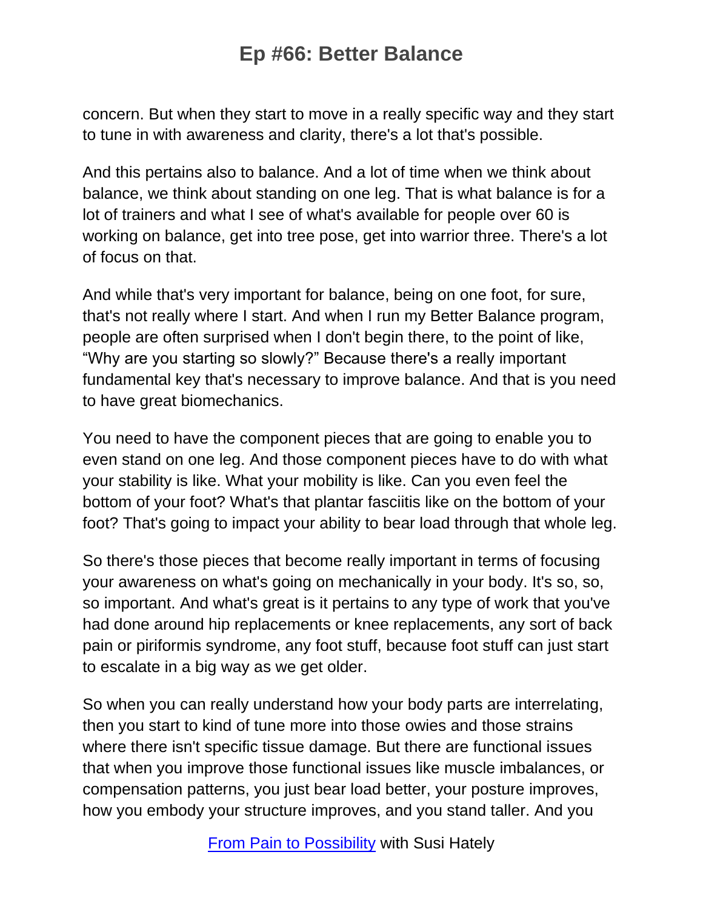concern. But when they start to move in a really specific way and they start to tune in with awareness and clarity, there's a lot that's possible.

And this pertains also to balance. And a lot of time when we think about balance, we think about standing on one leg. That is what balance is for a lot of trainers and what I see of what's available for people over 60 is working on balance, get into tree pose, get into warrior three. There's a lot of focus on that.

And while that's very important for balance, being on one foot, for sure, that's not really where I start. And when I run my Better Balance program, people are often surprised when I don't begin there, to the point of like, "Why are you starting so slowly?" Because there's a really important fundamental key that's necessary to improve balance. And that is you need to have great biomechanics.

You need to have the component pieces that are going to enable you to even stand on one leg. And those component pieces have to do with what your stability is like. What your mobility is like. Can you even feel the bottom of your foot? What's that plantar fasciitis like on the bottom of your foot? That's going to impact your ability to bear load through that whole leg.

So there's those pieces that become really important in terms of focusing your awareness on what's going on mechanically in your body. It's so, so, so important. And what's great is it pertains to any type of work that you've had done around hip replacements or knee replacements, any sort of back pain or piriformis syndrome, any foot stuff, because foot stuff can just start to escalate in a big way as we get older.

So when you can really understand how your body parts are interrelating, then you start to kind of tune more into those owies and those strains where there isn't specific tissue damage. But there are functional issues that when you improve those functional issues like muscle imbalances, or compensation patterns, you just bear load better, your posture improves, how you embody your structure improves, and you stand taller. And you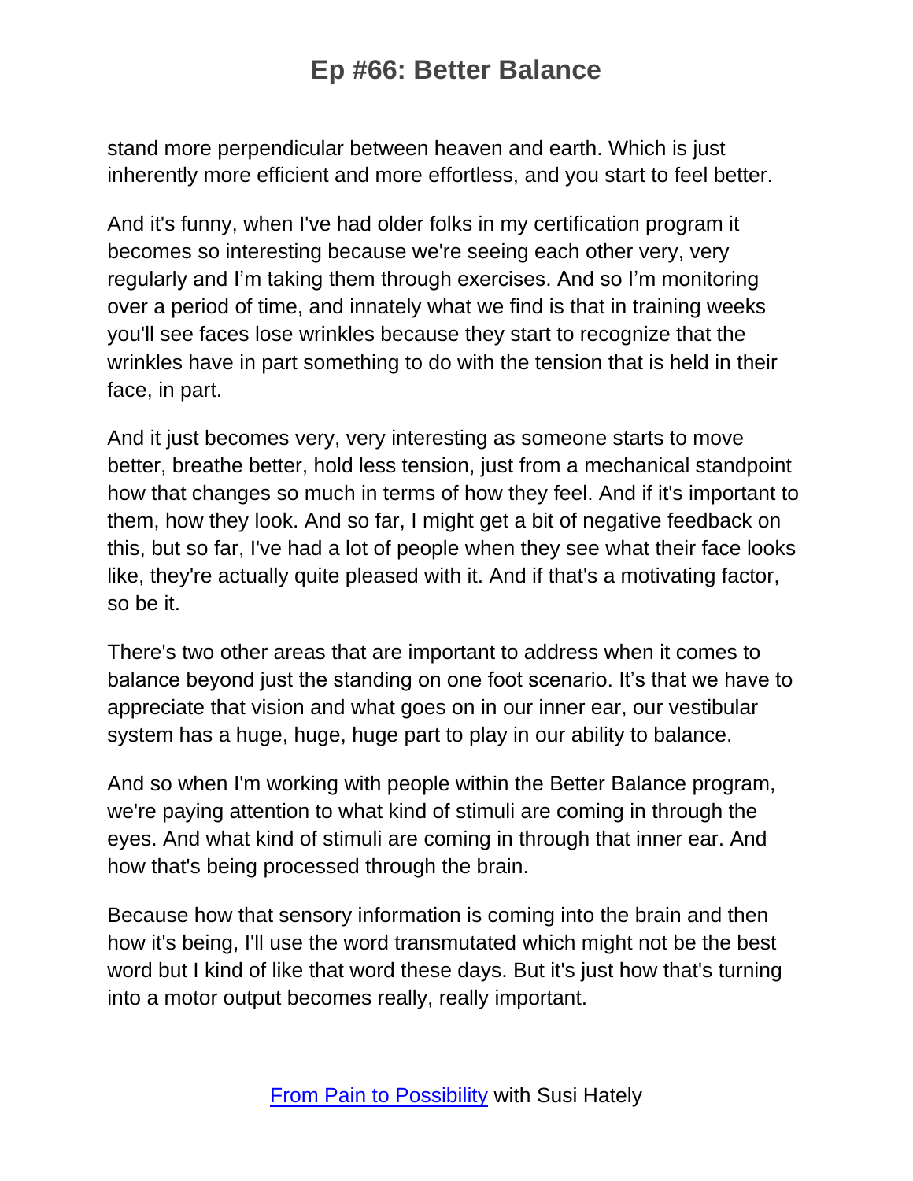stand more perpendicular between heaven and earth. Which is just inherently more efficient and more effortless, and you start to feel better.

And it's funny, when I've had older folks in my certification program it becomes so interesting because we're seeing each other very, very regularly and I'm taking them through exercises. And so I'm monitoring over a period of time, and innately what we find is that in training weeks you'll see faces lose wrinkles because they start to recognize that the wrinkles have in part something to do with the tension that is held in their face, in part.

And it just becomes very, very interesting as someone starts to move better, breathe better, hold less tension, just from a mechanical standpoint how that changes so much in terms of how they feel. And if it's important to them, how they look. And so far, I might get a bit of negative feedback on this, but so far, I've had a lot of people when they see what their face looks like, they're actually quite pleased with it. And if that's a motivating factor, so be it.

There's two other areas that are important to address when it comes to balance beyond just the standing on one foot scenario. It's that we have to appreciate that vision and what goes on in our inner ear, our vestibular system has a huge, huge, huge part to play in our ability to balance.

And so when I'm working with people within the Better Balance program, we're paying attention to what kind of stimuli are coming in through the eyes. And what kind of stimuli are coming in through that inner ear. And how that's being processed through the brain.

Because how that sensory information is coming into the brain and then how it's being, I'll use the word transmutated which might not be the best word but I kind of like that word these days. But it's just how that's turning into a motor output becomes really, really important.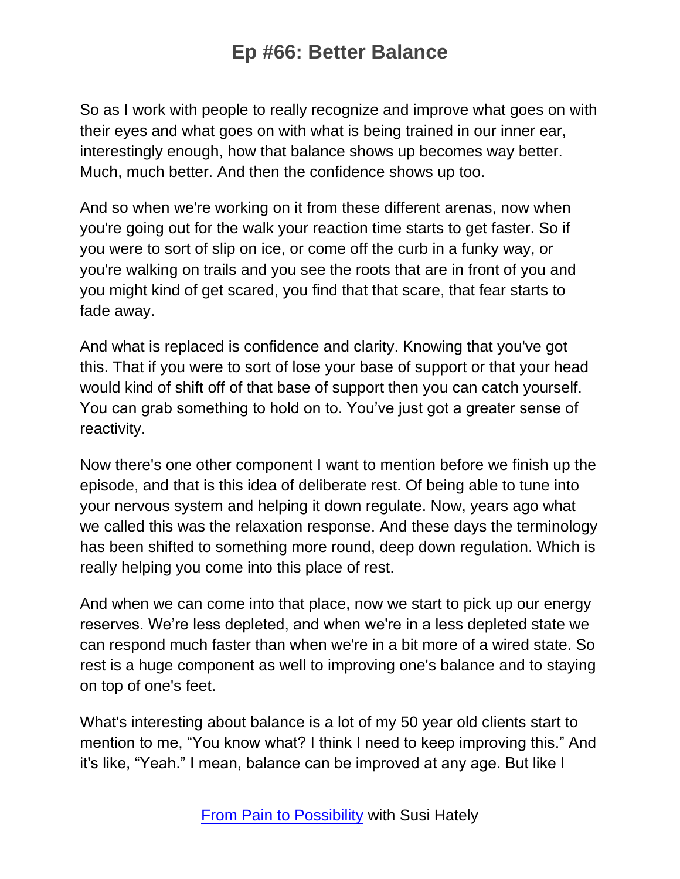So as I work with people to really recognize and improve what goes on with their eyes and what goes on with what is being trained in our inner ear, interestingly enough, how that balance shows up becomes way better. Much, much better. And then the confidence shows up too.

And so when we're working on it from these different arenas, now when you're going out for the walk your reaction time starts to get faster. So if you were to sort of slip on ice, or come off the curb in a funky way, or you're walking on trails and you see the roots that are in front of you and you might kind of get scared, you find that that scare, that fear starts to fade away.

And what is replaced is confidence and clarity. Knowing that you've got this. That if you were to sort of lose your base of support or that your head would kind of shift off of that base of support then you can catch yourself. You can grab something to hold on to. You've just got a greater sense of reactivity.

Now there's one other component I want to mention before we finish up the episode, and that is this idea of deliberate rest. Of being able to tune into your nervous system and helping it down regulate. Now, years ago what we called this was the relaxation response. And these days the terminology has been shifted to something more round, deep down regulation. Which is really helping you come into this place of rest.

And when we can come into that place, now we start to pick up our energy reserves. We're less depleted, and when we're in a less depleted state we can respond much faster than when we're in a bit more of a wired state. So rest is a huge component as well to improving one's balance and to staying on top of one's feet.

What's interesting about balance is a lot of my 50 year old clients start to mention to me, "You know what? I think I need to keep improving this." And it's like, "Yeah." I mean, balance can be improved at any age. But like I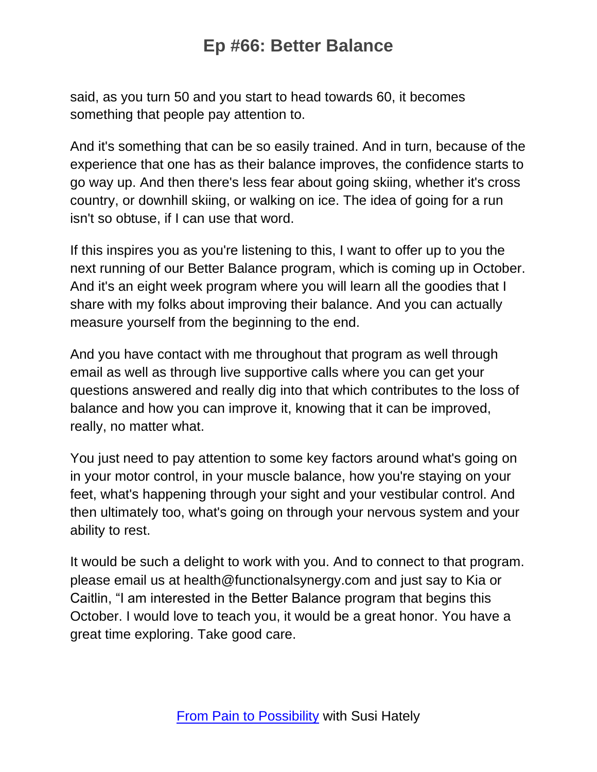said, as you turn 50 and you start to head towards 60, it becomes something that people pay attention to.

And it's something that can be so easily trained. And in turn, because of the experience that one has as their balance improves, the confidence starts to go way up. And then there's less fear about going skiing, whether it's cross country, or downhill skiing, or walking on ice. The idea of going for a run isn't so obtuse, if I can use that word.

If this inspires you as you're listening to this, I want to offer up to you the next running of our Better Balance program, which is coming up in October. And it's an eight week program where you will learn all the goodies that I share with my folks about improving their balance. And you can actually measure yourself from the beginning to the end.

And you have contact with me throughout that program as well through email as well as through live supportive calls where you can get your questions answered and really dig into that which contributes to the loss of balance and how you can improve it, knowing that it can be improved, really, no matter what.

You just need to pay attention to some key factors around what's going on in your motor control, in your muscle balance, how you're staying on your feet, what's happening through your sight and your vestibular control. And then ultimately too, what's going on through your nervous system and your ability to rest.

It would be such a delight to work with you. And to connect to that program. please email us at health@functionalsynergy.com and just say to Kia or Caitlin, "I am interested in the Better Balance program that begins this October. I would love to teach you, it would be a great honor. You have a great time exploring. Take good care.